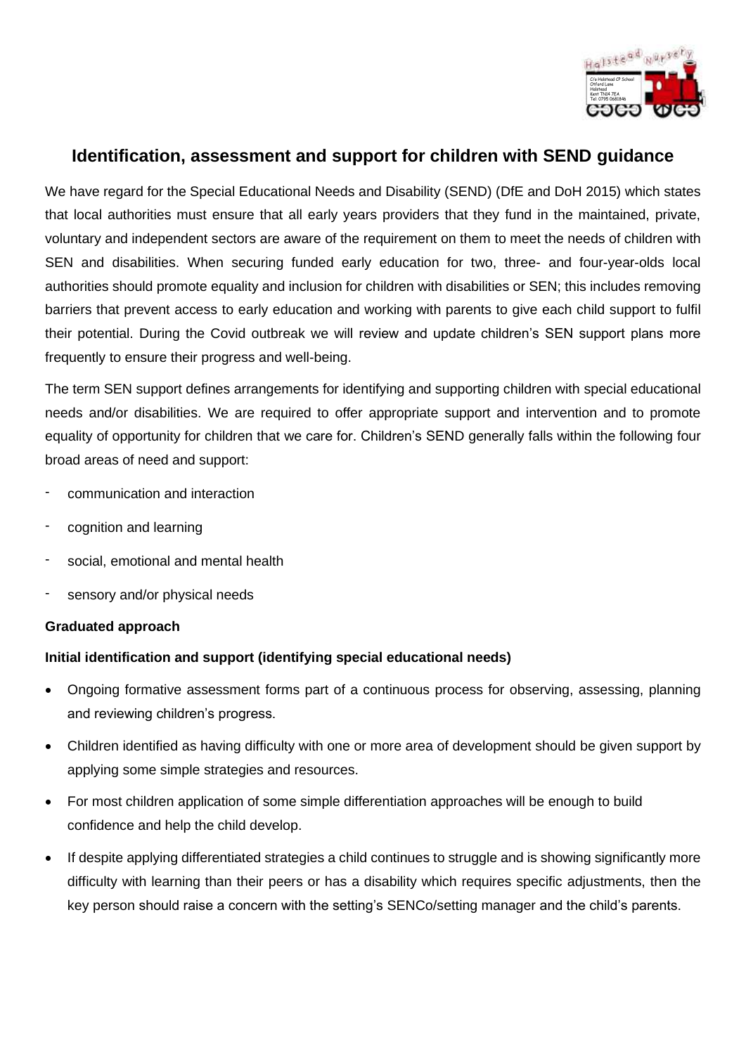# Identification, assessment and support for children with SEND guidance

We have regard for the Special Educational Needs and Disability (SEND) (DfE and DoH 2015) which states that local authorities must ensure that all early years providers that they fund in the maintained, private, voluntary and independent sectors are aware of the requirement on them to meet the needs of children with SEN and disabilities. When securing funded early education for two, three- and four-year-olds local authorities should promote equality and inclusion for children with disabilities or SEN; this includes removing barriers that prevent access to early education and working with parents to give each child support to fulfil their potential. During the Covid outbreak we will review and update children's SEN support plans more frequently to ensure their progress and well-being.

The term SEN support defines arrangements for identifying and supporting children with special educational needs and/or disabilities. We are required to offer appropriate support and intervention and to promote equality of opportunity for children that we care for. Children's SEND generally falls within the following four broad areas of need and support:

- communication and interaction
- cognition and learning
- social, emotional and mental health
- sensory and/or physical needs

**Graduated approach**

**Initial identification and support (identifying special educational needs)**

- Ongoing formative assessment forms part of a continuous process for observing, assessing, planning and reviewing children's progress.
- Children identified as having difficulty with one or more area of development should be given support by applying some simple strategies and resources.
- For most children application of some simple differentiation approaches will be enough to build confidence and help the child develop.
- If despite applying differentiated strategies a child continues to struggle and is showing significantly more difficulty with learning than their peers or has a disability which requires specific adjustments, then the key person should raise a concern with the setting's SENCo/setting manager and the child's parents.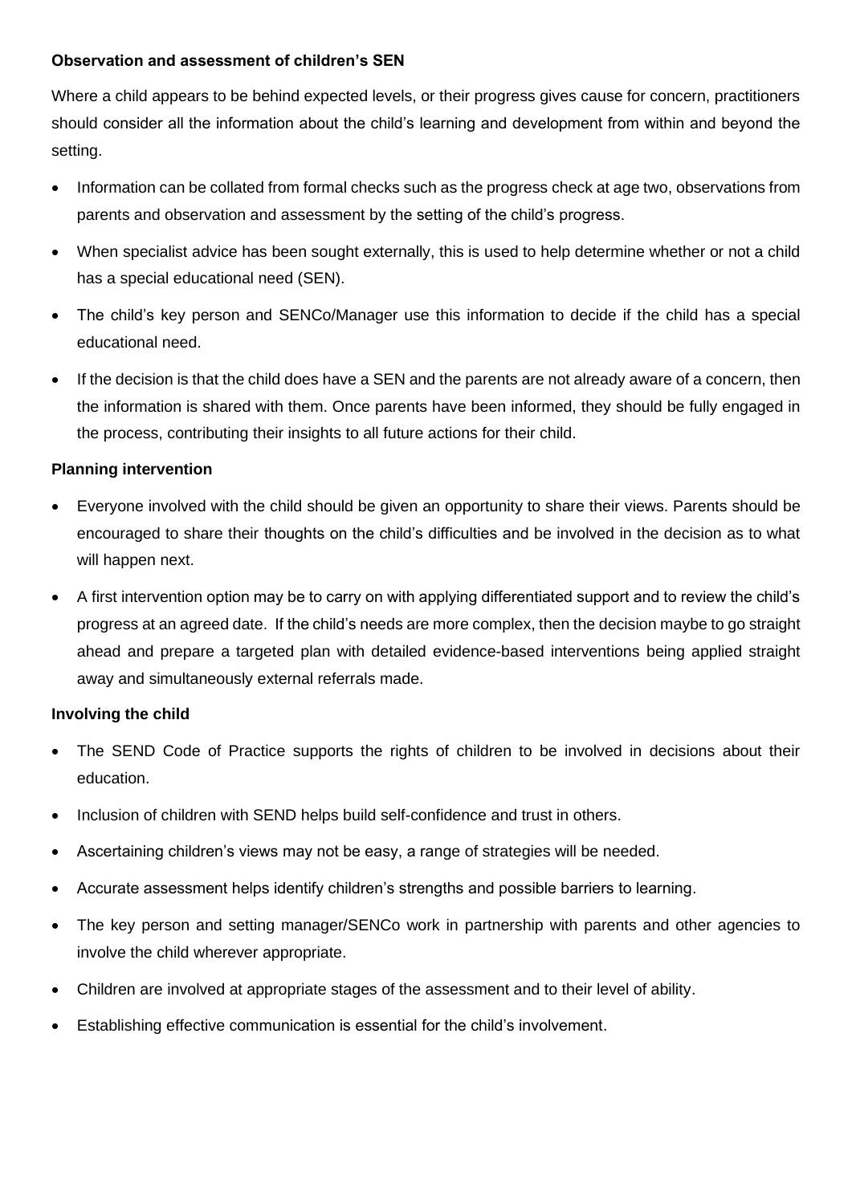**Observation and assessment of children's SEN**

Where a child appears to be behind expected levels, or their progress gives cause for concern, practitioners should consider all the information about the child's learning and development from within and beyond the setting.

- Information can be collated from formal checks such as the progress check at age two, observations from parents and observation and assessment by the setting of the child's progress.
- When specialist advice has been sought externally, this is used to help determine whether or not a child has a special educational need (SEN).
- The child's key person and SENCo/Manager use this information to decide if the child has a special educational need.
- If the decision is that the child does have a SEN and the parents are not already aware of a concern, then the information is shared with them. Once parents have been informed, they should be fully engaged in the process, contributing their insights to all future actions for their child.

**Planning intervention**

- Everyone involved with the child should be given an opportunity to share their views. Parents should be encouraged to share their thoughts on the child's difficulties and be involved in the decision as to what will happen next.
- A first intervention option may be to carry on with applying differentiated support and to review the child's progress at an agreed date. If the child's needs are more complex, then the decision maybe to go straight ahead and prepare a targeted plan with detailed evidence-based interventions being applied straight away and simultaneously external referrals made.

**Involving the child**

- The SEND Code of Practice supports the rights of children to be involved in decisions about their education.
- Inclusion of children with SEND helps build self-confidence and trust in others.
- Ascertaining children's views may not be easy, a range of strategies will be needed.
- Accurate assessment helps identify children's strengths and possible barriers to learning.
- The key person and setting manager/SENCo work in partnership with parents and other agencies to involve the child wherever appropriate.
- Children are involved at appropriate stages of the assessment and to their level of ability.
- Establishing effective communication is essential for the child's involvement.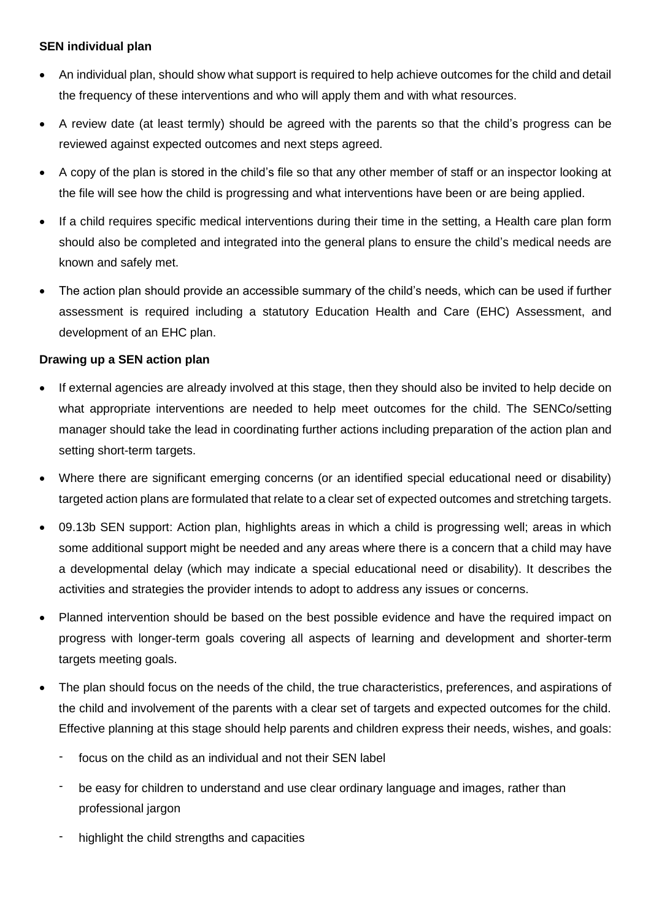**SEN individual plan**

- An individual plan, should show what support is required to help achieve outcomes for the child and detail the frequency of these interventions and who will apply them and with what resources.
- A review date (at least termly) should be agreed with the parents so that the child's progress can be reviewed against expected outcomes and next steps agreed.
- A copy of the plan is stored in the child's file so that any other member of staff or an inspector looking at the file will see how the child is progressing and what interventions have been or are being applied.
- If a child requires specific medical interventions during their time in the setting, a Health care plan form should also be completed and integrated into the general plans to ensure the child's medical needs are known and safely met.
- The action plan should provide an accessible summary of the child's needs, which can be used if further assessment is required including a statutory Education Health and Care (EHC) Assessment, and development of an EHC plan.

**Drawing up a SEN action plan**

- If external agencies are already involved at this stage, then they should also be invited to help decide on what appropriate interventions are needed to help meet outcomes for the child. The SENCo/setting manager should take the lead in coordinating further actions including preparation of the action plan and setting short-term targets.
- Where there are significant emerging concerns (or an identified special educational need or disability) targeted action plans are formulated that relate to a clear set of expected outcomes and stretching targets.
- 09.13b SEN support: Action plan, highlights areas in which a child is progressing well; areas in which some additional support might be needed and any areas where there is a concern that a child may have a developmental delay (which may indicate a special educational need or disability). It describes the activities and strategies the provider intends to adopt to address any issues or concerns.
- Planned intervention should be based on the best possible evidence and have the required impact on progress with longer-term goals covering all aspects of learning and development and shorter-term targets meeting goals.
- The plan should focus on the needs of the child, the true characteristics, preferences, and aspirations of the child and involvement of the parents with a clear set of targets and expected outcomes for the child. Effective planning at this stage should help parents and children express their needs, wishes, and goals:
  - focus on the child as an individual and not their SEN label
  - be easy for children to understand and use clear ordinary language and images, rather than professional jargon
  - highlight the child strengths and capacities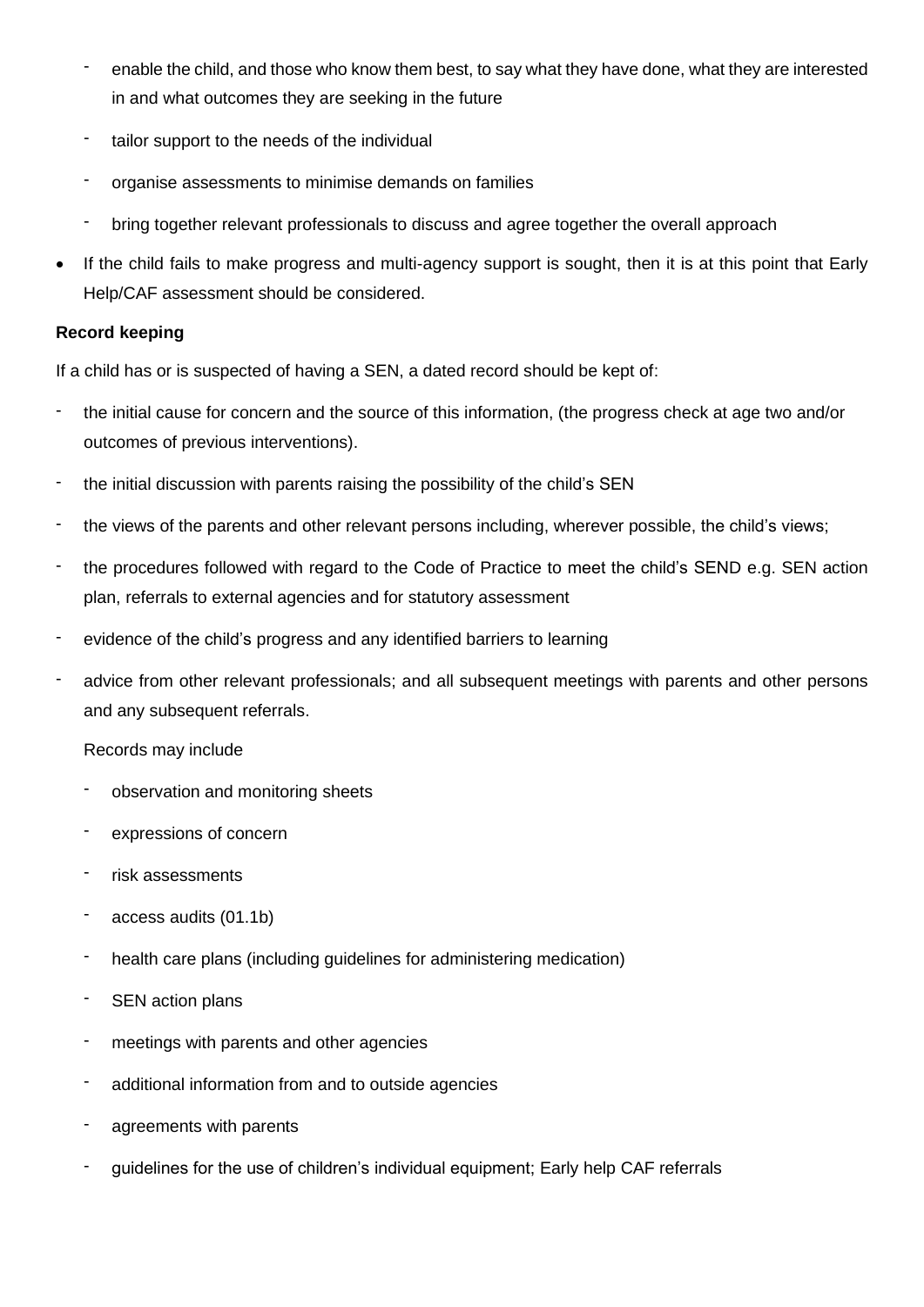- enable the child, and those who know them best, to say what they have done, what they are interested in and what outcomes they are seeking in the future
  - tailor support to the needs of the individual
  - organise assessments to minimise demands on families
  - bring together relevant professionals to discuss and agree together the overall approach

- If the child fails to make progress and multi-agency support is sought, then it is at this point that Early Help/CAF assessment should be considered.

**Record keeping**

If a child has or is suspected of having a SEN, a dated record should be kept of:

- the initial cause for concern and the source of this information, (the progress check at age two and/or outcomes of previous interventions).
- the initial discussion with parents raising the possibility of the child's SEN
- the views of the parents and other relevant persons including, wherever possible, the child's views;
- the procedures followed with regard to the Code of Practice to meet the child's SEND e.g. SEN action plan, referrals to external agencies and for statutory assessment
- evidence of the child's progress and any identified barriers to learning
- advice from other relevant professionals; and all subsequent meetings with parents and other persons and any subsequent referrals.

  Records may include

  - observation and monitoring sheets
  - expressions of concern
  - risk assessments
  - access audits (01.1b)
  - health care plans (including guidelines for administering medication)
  - SEN action plans
  - meetings with parents and other agencies
  - additional information from and to outside agencies
  - agreements with parents
  - guidelines for the use of children's individual equipment; Early help CAF referrals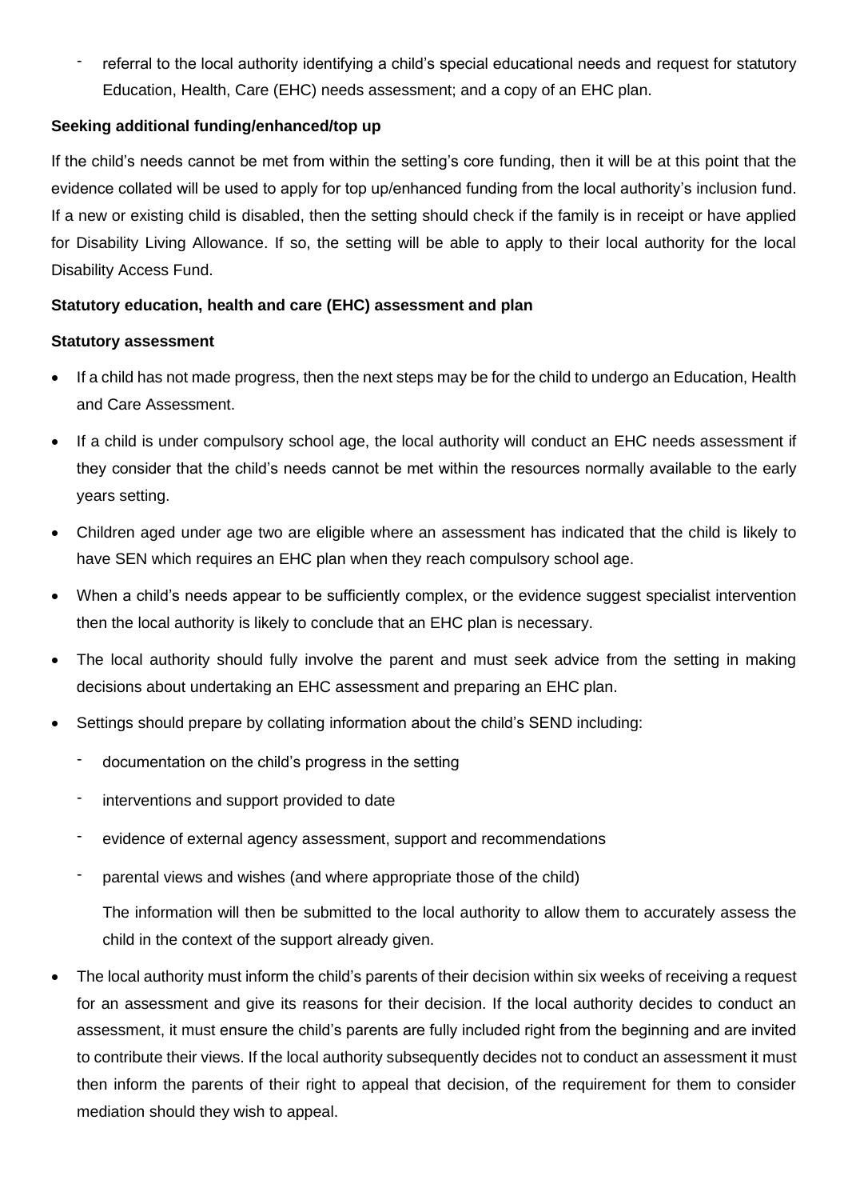- referral to the local authority identifying a child's special educational needs and request for statutory Education, Health, Care (EHC) needs assessment; and a copy of an EHC plan.

**Seeking additional funding/enhanced/top up**

If the child's needs cannot be met from within the setting's core funding, then it will be at this point that the evidence collated will be used to apply for top up/enhanced funding from the local authority's inclusion fund. If a new or existing child is disabled, then the setting should check if the family is in receipt or have applied for Disability Living Allowance. If so, the setting will be able to apply to their local authority for the local Disability Access Fund.

**Statutory education, health and care (EHC) assessment and plan**

**Statutory assessment**

- If a child has not made progress, then the next steps may be for the child to undergo an Education, Health and Care Assessment.
- If a child is under compulsory school age, the local authority will conduct an EHC needs assessment if they consider that the child's needs cannot be met within the resources normally available to the early years setting.
- Children aged under age two are eligible where an assessment has indicated that the child is likely to have SEN which requires an EHC plan when they reach compulsory school age.
- When a child's needs appear to be sufficiently complex, or the evidence suggest specialist intervention then the local authority is likely to conclude that an EHC plan is necessary.
- The local authority should fully involve the parent and must seek advice from the setting in making decisions about undertaking an EHC assessment and preparing an EHC plan.
- Settings should prepare by collating information about the child's SEND including:
  - documentation on the child's progress in the setting
  - interventions and support provided to date
  - evidence of external agency assessment, support and recommendations
  - parental views and wishes (and where appropriate those of the child)

  The information will then be submitted to the local authority to allow them to accurately assess the child in the context of the support already given.
- The local authority must inform the child's parents of their decision within six weeks of receiving a request for an assessment and give its reasons for their decision. If the local authority decides to conduct an assessment, it must ensure the child's parents are fully included right from the beginning and are invited to contribute their views. If the local authority subsequently decides not to conduct an assessment it must then inform the parents of their right to appeal that decision, of the requirement for them to consider mediation should they wish to appeal.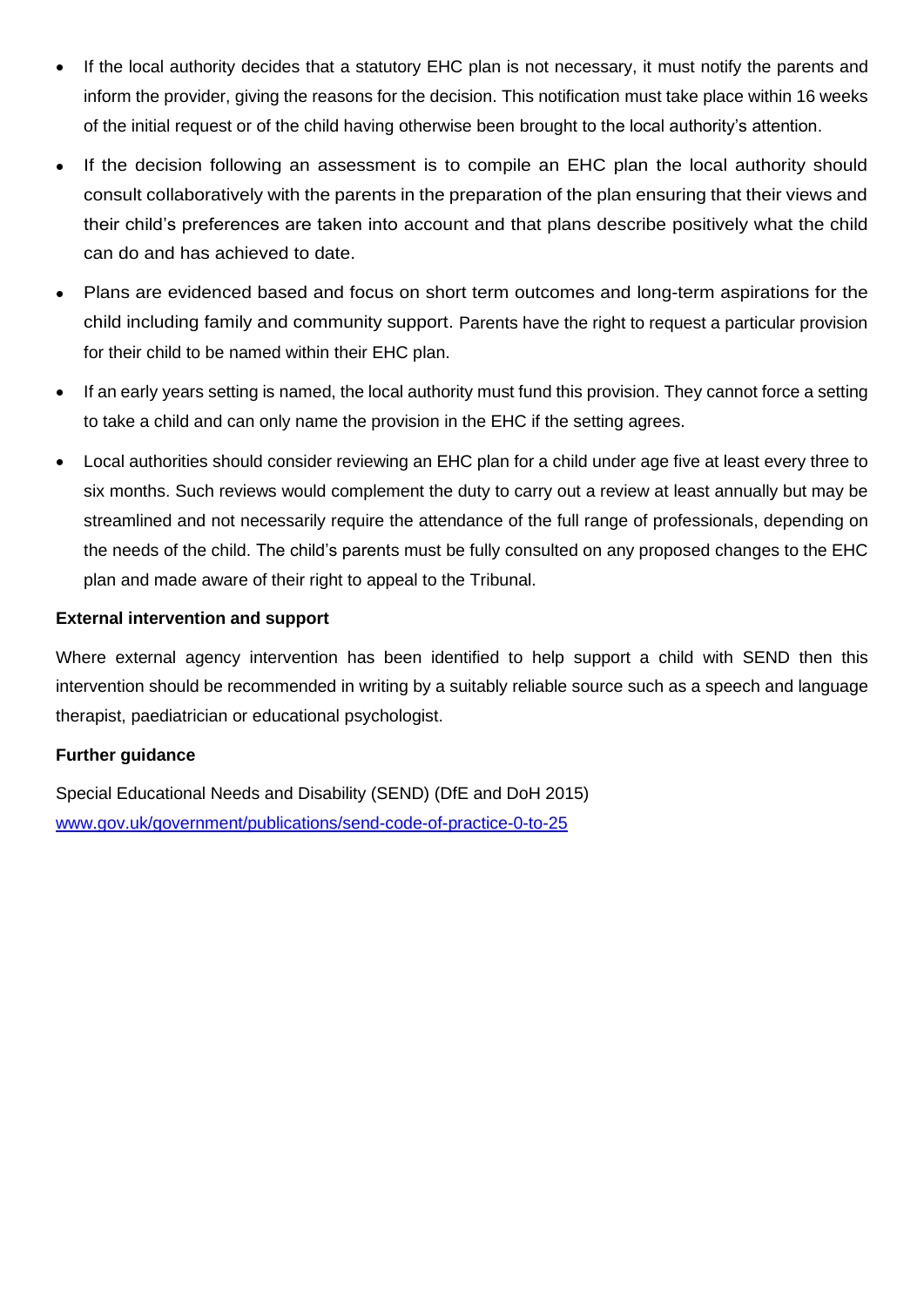- If the local authority decides that a statutory EHC plan is not necessary, it must notify the parents and inform the provider, giving the reasons for the decision. This notification must take place within 16 weeks of the initial request or of the child having otherwise been brought to the local authority's attention.
- If the decision following an assessment is to compile an EHC plan the local authority should consult collaboratively with the parents in the preparation of the plan ensuring that their views and their child's preferences are taken into account and that plans describe positively what the child can do and has achieved to date.
- Plans are evidenced based and focus on short term outcomes and long-term aspirations for the child including family and community support. Parents have the right to request a particular provision for their child to be named within their EHC plan.
- If an early years setting is named, the local authority must fund this provision. They cannot force a setting to take a child and can only name the provision in the EHC if the setting agrees.
- Local authorities should consider reviewing an EHC plan for a child under age five at least every three to six months. Such reviews would complement the duty to carry out a review at least annually but may be streamlined and not necessarily require the attendance of the full range of professionals, depending on the needs of the child. The child's parents must be fully consulted on any proposed changes to the EHC plan and made aware of their right to appeal to the Tribunal.

**External intervention and support**

Where external agency intervention has been identified to help support a child with SEND then this intervention should be recommended in writing by a suitably reliable source such as a speech and language therapist, paediatrician or educational psychologist.

**Further guidance**

Special Educational Needs and Disability (SEND) (DfE and DoH 2015)
[www.gov.uk/government/publications/send-code-of-practice-0-to-25](http://www.gov.uk/government/publications/send-code-of-practice-0-to-25)